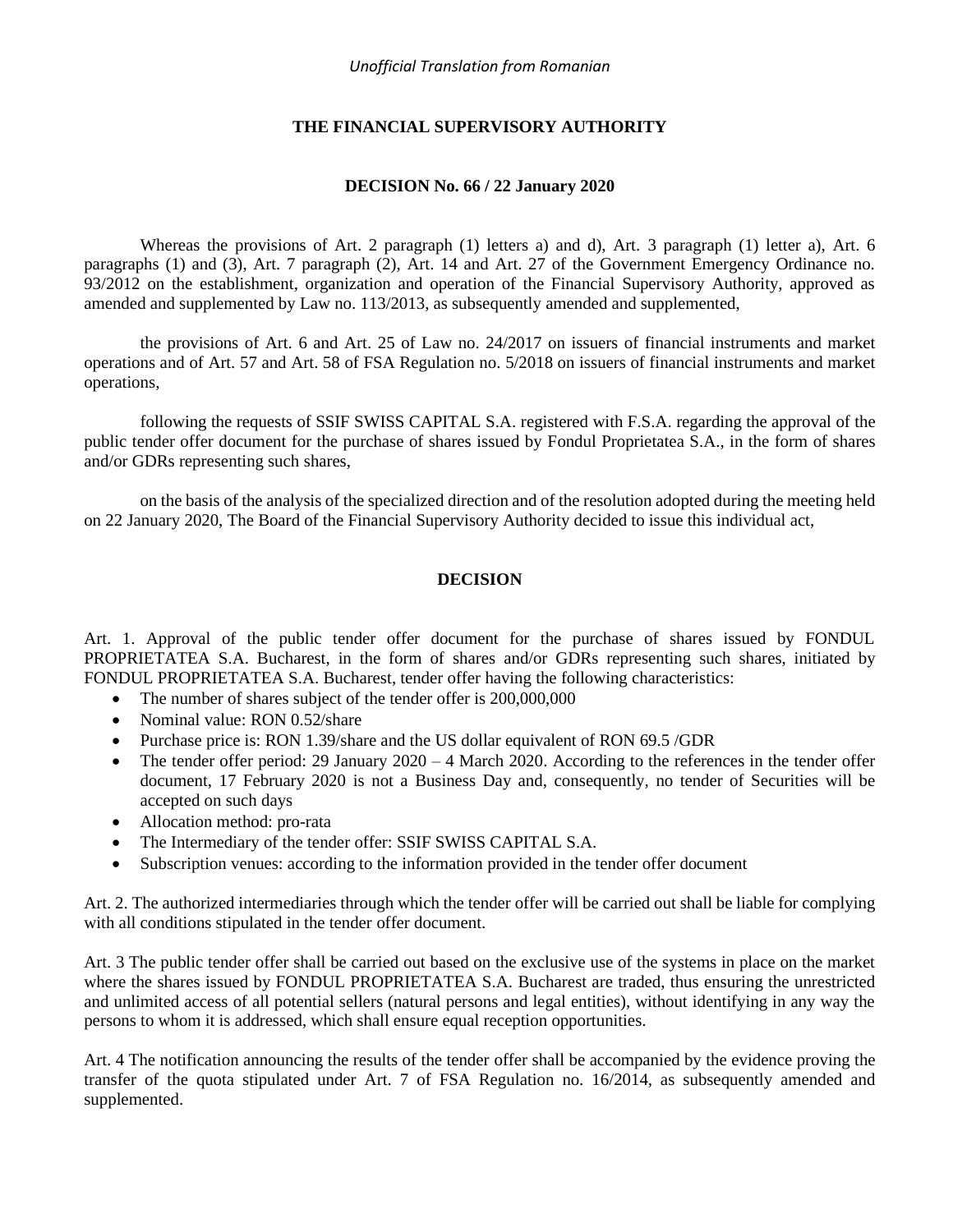*Unofficial Translation from Romanian*

# THE FINANCIAL SUPERVISORY AUTHORITY

## DECISION No. 66 / 22 January 2020

Whereas the provisions of Art. 2 paragraph (1) letters a) and d), Art. 3 paragraph (1) letter a), Art. 6 paragraphs (1) and (3), Art. 7 paragraph (2), Art. 14 and Art. 27 of the Government Emergency Ordinance no. 93/2012 on the establishment, organization and operation of the Financial Supervisory Authority, approved as amended and supplemented by Law no. 113/2013, as subsequently amended and supplemented,

the provisions of Art. 6 and Art. 25 of Law no. 24/2017 on issuers of financial instruments and market operations and of Art. 57 and Art. 58 of FSA Regulation no. 5/2018 on issuers of financial instruments and market operations,

following the requests of SSIF SWISS CAPITAL S.A. registered with F.S.A. regarding the approval of the public tender offer document for the purchase of shares issued by Fondul Proprietatea S.A., in the form of shares and/or GDRs representing such shares,

on the basis of the analysis of the specialized direction and of the resolution adopted during the meeting held on 22 January 2020, The Board of the Financial Supervisory Authority decided to issue this individual act,

## DECISION

Art. 1. Approval of the public tender offer document for the purchase of shares issued by FONDUL PROPRIETATEA S.A. Bucharest, in the form of shares and/or GDRs representing such shares, initiated by FONDUL PROPRIETATEA S.A. Bucharest, tender offer having the following characteristics:

- The number of shares subject of the tender offer is 200,000,000
- Nominal value: RON 0.52/share
- Purchase price is: RON 1.39/share and the US dollar equivalent of RON 69.5 /GDR
- The tender offer period: 29 January 2020 – 4 March 2020. According to the references in the tender offer document, 17 February 2020 is not a Business Day and, consequently, no tender of Securities will be accepted on such days
- Allocation method: pro-rata
- The Intermediary of the tender offer: SSIF SWISS CAPITAL S.A.
- Subscription venues: according to the information provided in the tender offer document

Art. 2. The authorized intermediaries through which the tender offer will be carried out shall be liable for complying with all conditions stipulated in the tender offer document.

Art. 3 The public tender offer shall be carried out based on the exclusive use of the systems in place on the market where the shares issued by FONDUL PROPRIETATEA S.A. Bucharest are traded, thus ensuring the unrestricted and unlimited access of all potential sellers (natural persons and legal entities), without identifying in any way the persons to whom it is addressed, which shall ensure equal reception opportunities.

Art. 4 The notification announcing the results of the tender offer shall be accompanied by the evidence proving the transfer of the quota stipulated under Art. 7 of FSA Regulation no. 16/2014, as subsequently amended and supplemented.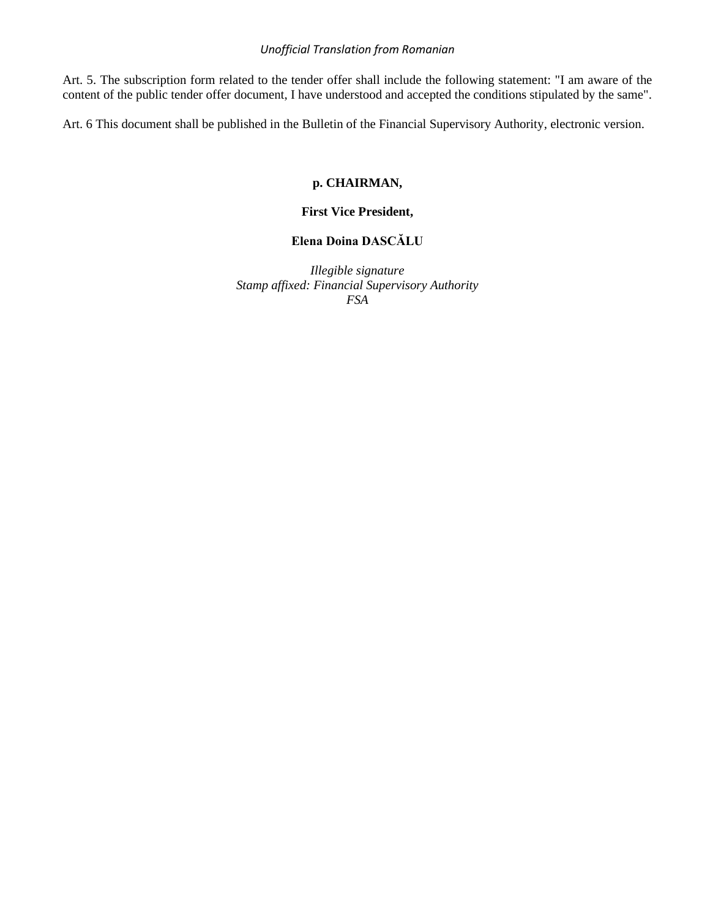Art. 5. The subscription form related to the tender offer shall include the following statement: "I am aware of the content of the public tender offer document, I have understood and accepted the conditions stipulated by the same".

Art. 6 This document shall be published in the Bulletin of the Financial Supervisory Authority, electronic version.

**p. CHAIRMAN,**

**First Vice President,**

**Elena Doina DASCĂLU**

*Illegible signature*
*Stamp affixed: Financial Supervisory Authority*
*FSA*